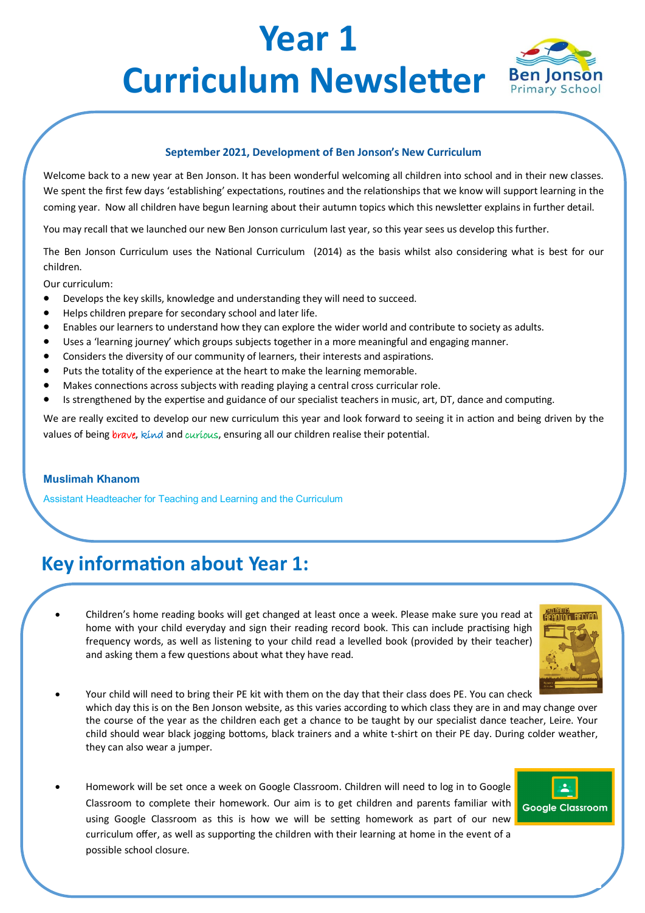# Year 1 Curriculum Newsletter

Ben Jonson Primary School

### September 2021, Development of Ben Jonson's New Curriculum

Welcome back to a new year at Ben Jonson. It has been wonderful welcoming all children into school and in their new classes. We spent the first few days 'establishing' expectations, routines and the relationships that we know will support learning in the coming year. Now all children have begun learning about their autumn topics which this newsletter explains in further detail.

You may recall that we launched our new Ben Jonson curriculum last year, so this year sees us develop this further.

The Ben Jonson Curriculum uses the National Curriculum (2014) as the basis whilst also considering what is best for our children.

Our curriculum:

- Develops the key skills, knowledge and understanding they will need to succeed.
- Helps children prepare for secondary school and later life.
- Enables our learners to understand how they can explore the wider world and contribute to society as adults.
- Uses a 'learning journey' which groups subjects together in a more meaningful and engaging manner.
- Considers the diversity of our community of learners, their interests and aspirations.
- Puts the totality of the experience at the heart to make the learning memorable.
- Makes connections across subjects with reading playing a central cross curricular role.
- Is strengthened by the expertise and guidance of our specialist teachers in music, art, DT, dance and computing.

We are really excited to develop our new curriculum this year and look forward to seeing it in action and being driven by the values of being brave, kind and curious, ensuring all our children realise their potential.

**Muslimah Khanom**

Assistant Headteacher for Teaching and Learning and the Curriculum

## Key information about Year 1:

- Children's home reading books will get changed at least once a week. Please make sure you read at home with your child everyday and sign their reading record book. This can include practising high frequency words, as well as listening to your child read a levelled book (provided by their teacher) and asking them a few questions about what they have read.

- Your child will need to bring their PE kit with them on the day that their class does PE. You can check which day this is on the Ben Jonson website, as this varies according to which class they are in and may change over the course of the year as the children each get a chance to be taught by our specialist dance teacher, Leire. Your child should wear black jogging bottoms, black trainers and a white t-shirt on their PE day. During colder weather, they can also wear a jumper.

- Homework will be set once a week on Google Classroom. Children will need to log in to Google Classroom to complete their homework. Our aim is to get children and parents familiar with using Google Classroom as this is how we will be setting homework as part of our new curriculum offer, as well as supporting the children with their learning at home in the event of a possible school closure.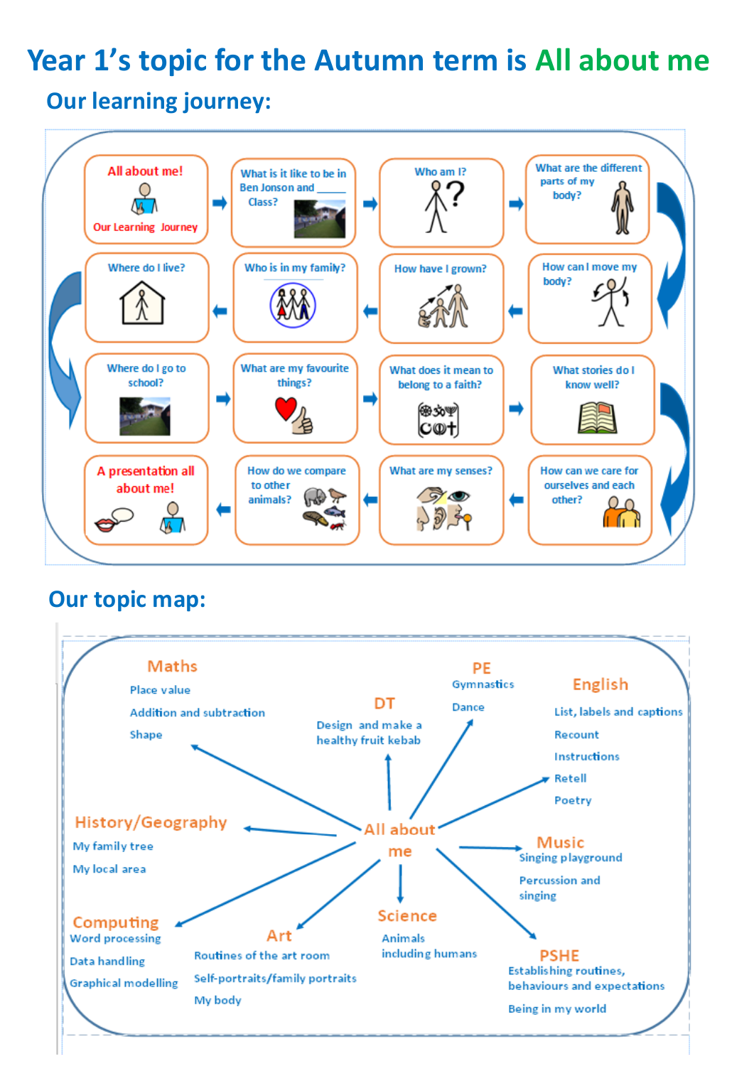# Year 1's topic for the Autumn term is All about me

## Our learning journey:

1. All about me! Our Learning Journey
2. What is it like to be in Ben Jonson and _____ Class?
3. Who am I?
4. What are the different parts of my body?
5. How can I move my body?
6. How have I grown?
7. Who is in my family?
8. Where do I live?
9. Where do I go to school?
10. What are my favourite things?
11. What does it mean to belong to a faith?
12. What stories do I know well?
13. How can we care for ourselves and each other?
14. What are my senses?
15. How do we compare to other animals?
16. A presentation all about me!

## Our topic map:

**All about me**

**Maths**
- Place value
- Addition and subtraction
- Shape

**DT**
- Design and make a healthy fruit kebab

**PE**
- Gymnastics
- Dance

**English**
- List, labels and captions
- Recount
- Instructions
- Retell
- Poetry

**History/Geography**
- My family tree
- My local area

**Music**
- Singing playground
- Percussion and singing

**Computing**
- Word processing
- Data handling
- Graphical modelling

**Art**
- Routines of the art room
- Self-portraits/family portraits
- My body

**Science**
- Animals including humans

**PSHE**
- Establishing routines, behaviours and expectations
- Being in my world